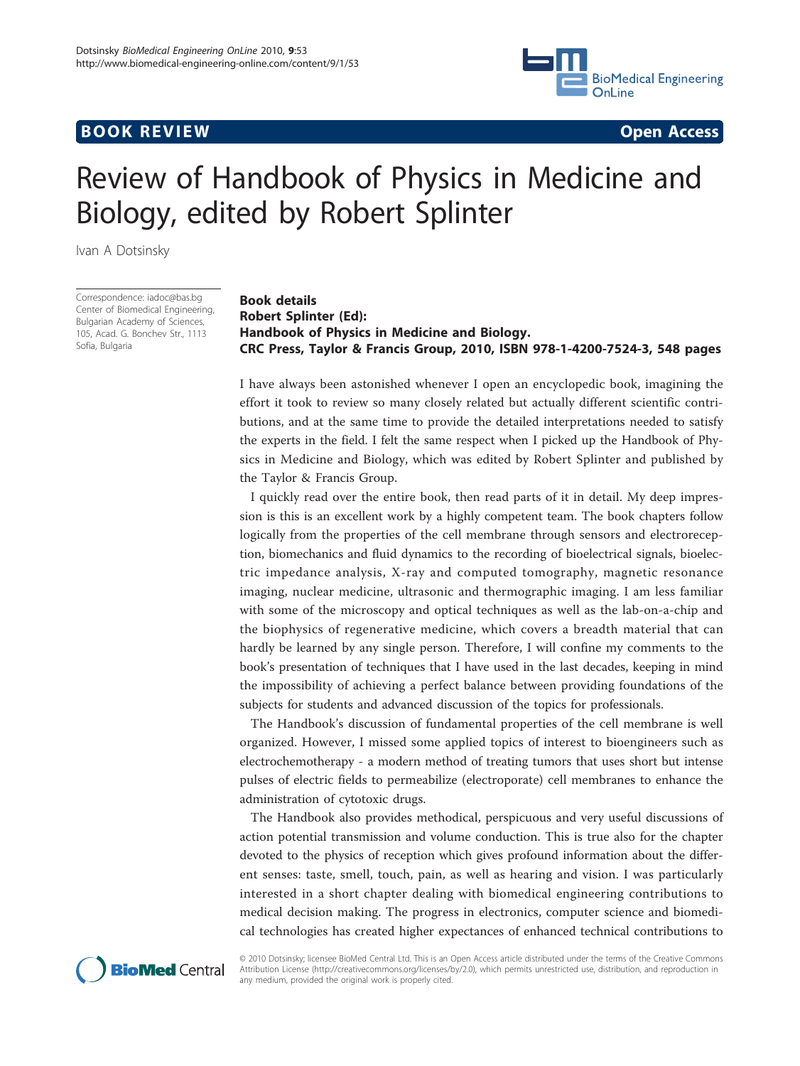**BOOK REVIEW** **Open Access**

# Review of Handbook of Physics in Medicine and Biology, edited by Robert Splinter

Ivan A Dotsinsky

Correspondence: iadoc@bas.bg
Center of Biomedical Engineering, Bulgarian Academy of Sciences, 105, Acad. G. Bonchev Str., 1113 Sofia, Bulgaria

**Book details**
**Robert Splinter (Ed):**
**Handbook of Physics in Medicine and Biology.**
**CRC Press, Taylor & Francis Group, 2010, ISBN 978-1-4200-7524-3, 548 pages**

I have always been astonished whenever I open an encyclopedic book, imagining the effort it took to review so many closely related but actually different scientific contributions, and at the same time to provide the detailed interpretations needed to satisfy the experts in the field. I felt the same respect when I picked up the Handbook of Physics in Medicine and Biology, which was edited by Robert Splinter and published by the Taylor & Francis Group.

I quickly read over the entire book, then read parts of it in detail. My deep impression is this is an excellent work by a highly competent team. The book chapters follow logically from the properties of the cell membrane through sensors and electroreception, biomechanics and fluid dynamics to the recording of bioelectrical signals, bioelectric impedance analysis, X-ray and computed tomography, magnetic resonance imaging, nuclear medicine, ultrasonic and thermographic imaging. I am less familiar with some of the microscopy and optical techniques as well as the lab-on-a-chip and the biophysics of regenerative medicine, which covers a breadth material that can hardly be learned by any single person. Therefore, I will confine my comments to the book's presentation of techniques that I have used in the last decades, keeping in mind the impossibility of achieving a perfect balance between providing foundations of the subjects for students and advanced discussion of the topics for professionals.

The Handbook's discussion of fundamental properties of the cell membrane is well organized. However, I missed some applied topics of interest to bioengineers such as electrochemotherapy - a modern method of treating tumors that uses short but intense pulses of electric fields to permeabilize (electroporate) cell membranes to enhance the administration of cytotoxic drugs.

The Handbook also provides methodical, perspicuous and very useful discussions of action potential transmission and volume conduction. This is true also for the chapter devoted to the physics of reception which gives profound information about the different senses: taste, smell, touch, pain, as well as hearing and vision. I was particularly interested in a short chapter dealing with biomedical engineering contributions to medical decision making. The progress in electronics, computer science and biomedical technologies has created higher expectances of enhanced technical contributions to

© 2010 Dotsinsky; licensee BioMed Central Ltd. This is an Open Access article distributed under the terms of the Creative Commons Attribution License (http://creativecommons.org/licenses/by/2.0), which permits unrestricted use, distribution, and reproduction in any medium, provided the original work is properly cited.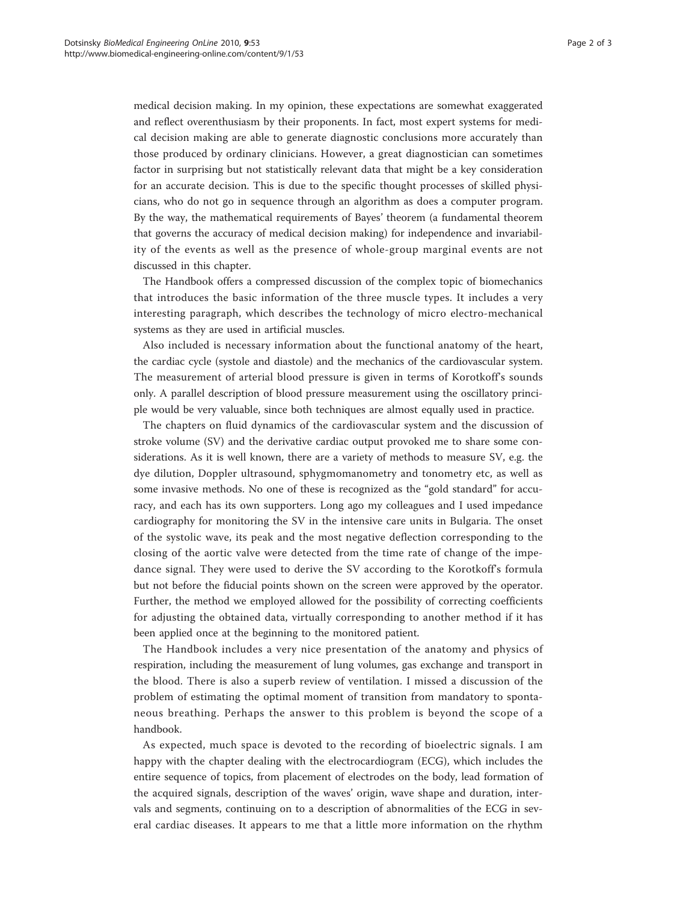medical decision making. In my opinion, these expectations are somewhat exaggerated and reflect overenthusiasm by their proponents. In fact, most expert systems for medical decision making are able to generate diagnostic conclusions more accurately than those produced by ordinary clinicians. However, a great diagnostician can sometimes factor in surprising but not statistically relevant data that might be a key consideration for an accurate decision. This is due to the specific thought processes of skilled physicians, who do not go in sequence through an algorithm as does a computer program. By the way, the mathematical requirements of Bayes' theorem (a fundamental theorem that governs the accuracy of medical decision making) for independence and invariability of the events as well as the presence of whole-group marginal events are not discussed in this chapter.

The Handbook offers a compressed discussion of the complex topic of biomechanics that introduces the basic information of the three muscle types. It includes a very interesting paragraph, which describes the technology of micro electro-mechanical systems as they are used in artificial muscles.

Also included is necessary information about the functional anatomy of the heart, the cardiac cycle (systole and diastole) and the mechanics of the cardiovascular system. The measurement of arterial blood pressure is given in terms of Korotkoff's sounds only. A parallel description of blood pressure measurement using the oscillatory principle would be very valuable, since both techniques are almost equally used in practice.

The chapters on fluid dynamics of the cardiovascular system and the discussion of stroke volume (SV) and the derivative cardiac output provoked me to share some considerations. As it is well known, there are a variety of methods to measure SV, e.g. the dye dilution, Doppler ultrasound, sphygmomanometry and tonometry etc, as well as some invasive methods. No one of these is recognized as the "gold standard" for accuracy, and each has its own supporters. Long ago my colleagues and I used impedance cardiography for monitoring the SV in the intensive care units in Bulgaria. The onset of the systolic wave, its peak and the most negative deflection corresponding to the closing of the aortic valve were detected from the time rate of change of the impedance signal. They were used to derive the SV according to the Korotkoff's formula but not before the fiducial points shown on the screen were approved by the operator. Further, the method we employed allowed for the possibility of correcting coefficients for adjusting the obtained data, virtually corresponding to another method if it has been applied once at the beginning to the monitored patient.

The Handbook includes a very nice presentation of the anatomy and physics of respiration, including the measurement of lung volumes, gas exchange and transport in the blood. There is also a superb review of ventilation. I missed a discussion of the problem of estimating the optimal moment of transition from mandatory to spontaneous breathing. Perhaps the answer to this problem is beyond the scope of a handbook.

As expected, much space is devoted to the recording of bioelectric signals. I am happy with the chapter dealing with the electrocardiogram (ECG), which includes the entire sequence of topics, from placement of electrodes on the body, lead formation of the acquired signals, description of the waves' origin, wave shape and duration, intervals and segments, continuing on to a description of abnormalities of the ECG in several cardiac diseases. It appears to me that a little more information on the rhythm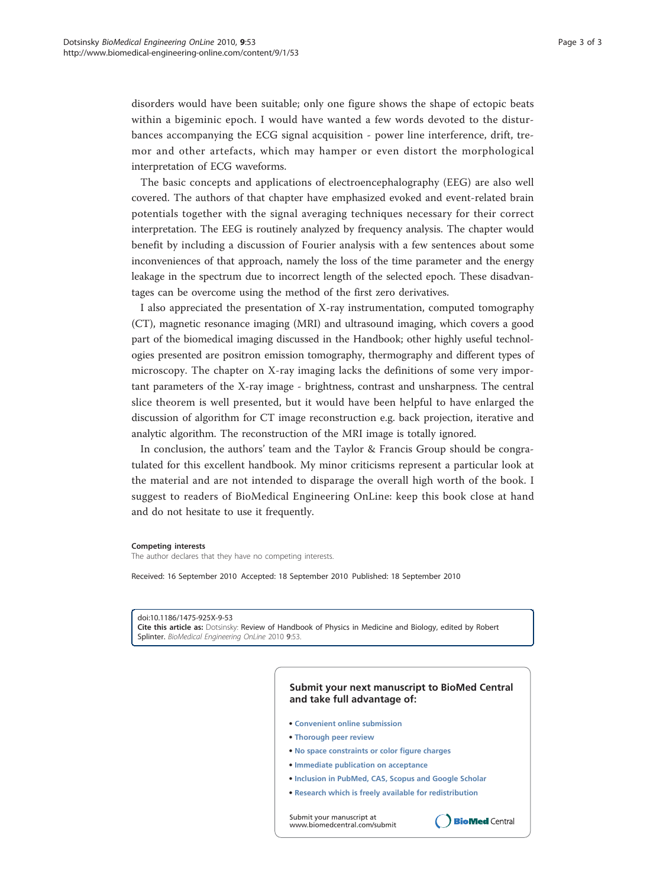disorders would have been suitable; only one figure shows the shape of ectopic beats within a bigeminic epoch. I would have wanted a few words devoted to the disturbances accompanying the ECG signal acquisition - power line interference, drift, tremor and other artefacts, which may hamper or even distort the morphological interpretation of ECG waveforms.

The basic concepts and applications of electroencephalography (EEG) are also well covered. The authors of that chapter have emphasized evoked and event-related brain potentials together with the signal averaging techniques necessary for their correct interpretation. The EEG is routinely analyzed by frequency analysis. The chapter would benefit by including a discussion of Fourier analysis with a few sentences about some inconveniences of that approach, namely the loss of the time parameter and the energy leakage in the spectrum due to incorrect length of the selected epoch. These disadvantages can be overcome using the method of the first zero derivatives.

I also appreciated the presentation of X-ray instrumentation, computed tomography (CT), magnetic resonance imaging (MRI) and ultrasound imaging, which covers a good part of the biomedical imaging discussed in the Handbook; other highly useful technologies presented are positron emission tomography, thermography and different types of microscopy. The chapter on X-ray imaging lacks the definitions of some very important parameters of the X-ray image - brightness, contrast and unsharpness. The central slice theorem is well presented, but it would have been helpful to have enlarged the discussion of algorithm for CT image reconstruction e.g. back projection, iterative and analytic algorithm. The reconstruction of the MRI image is totally ignored.

In conclusion, the authors' team and the Taylor & Francis Group should be congratulated for this excellent handbook. My minor criticisms represent a particular look at the material and are not intended to disparage the overall high worth of the book. I suggest to readers of BioMedical Engineering OnLine: keep this book close at hand and do not hesitate to use it frequently.

#### Competing interests

The author declares that they have no competing interests.

Received: 16 September 2010 Accepted: 18 September 2010 Published: 18 September 2010

doi:10.1186/1475-925X-9-53

**Cite this article as:** Dotsinsky: Review of Handbook of Physics in Medicine and Biology, edited by Robert Splinter. *BioMedical Engineering OnLine* 2010 **9**:53.

**Submit your next manuscript to BioMed Central and take full advantage of:**

- **Convenient online submission**
- **Thorough peer review**
- **No space constraints or color figure charges**
- **Immediate publication on acceptance**
- **Inclusion in PubMed, CAS, Scopus and Google Scholar**
- **Research which is freely available for redistribution**

Submit your manuscript at www.biomedcentral.com/submit

BioMed Central